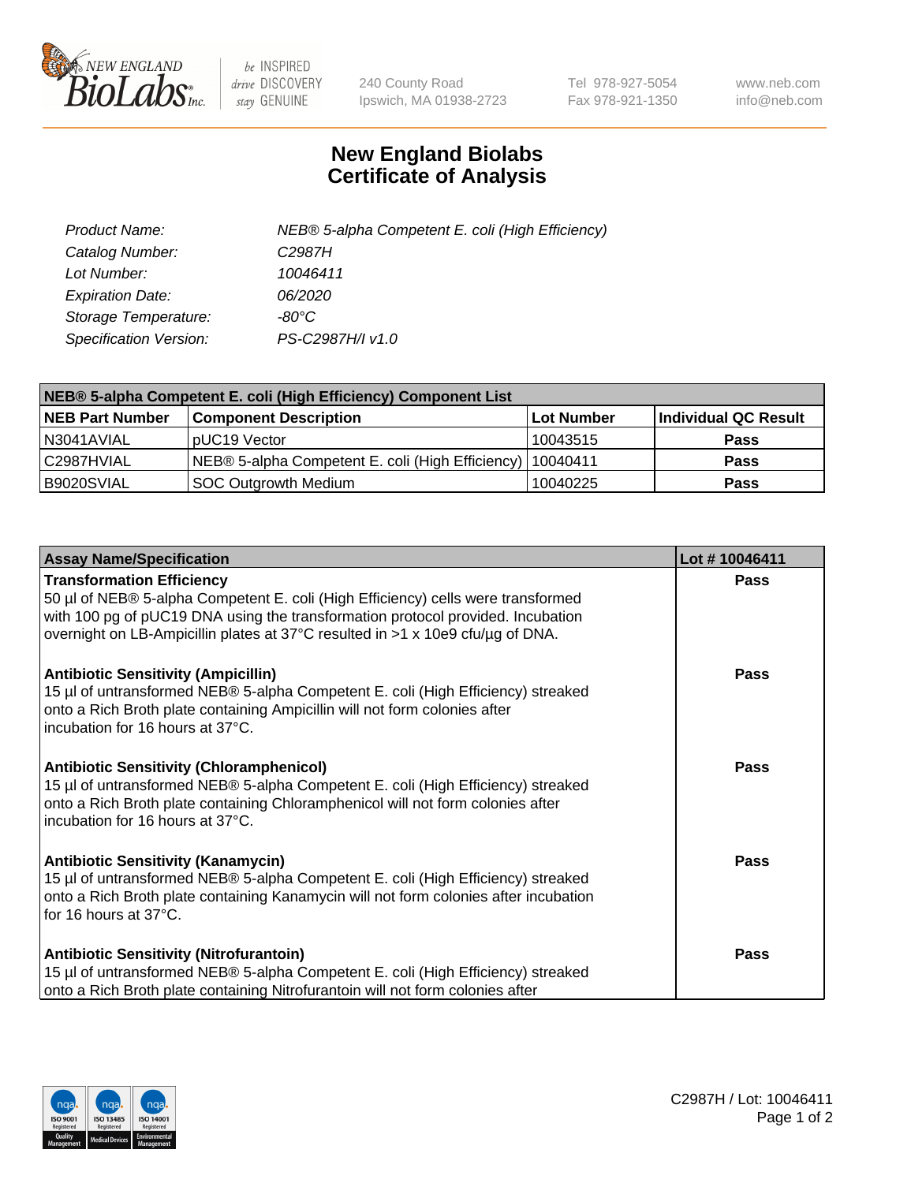New England BioLabs Inc. — be INSPIRED, drive DISCOVERY, stay GENUINE

240 County Road
Ipswich, MA 01938-2723

Tel 978-927-5054
Fax 978-921-1350

www.neb.com
info@neb.com

# New England Biolabs
# Certificate of Analysis

| | |
|---|---|
| *Product Name:* | *NEB® 5-alpha Competent E. coli (High Efficiency)* |
| *Catalog Number:* | *C2987H* |
| *Lot Number:* | *10046411* |
| *Expiration Date:* | *06/2020* |
| *Storage Temperature:* | *-80°C* |
| *Specification Version:* | *PS-C2987H/I v1.0* |

| NEB® 5-alpha Competent E. coli (High Efficiency) Component List | | | |
|---|---|---|---|
| **NEB Part Number** | **Component Description** | **Lot Number** | **Individual QC Result** |
| N3041AVIAL | pUC19 Vector | 10043515 | **Pass** |
| C2987HVIAL | NEB® 5-alpha Competent E. coli (High Efficiency) | 10040411 | **Pass** |
| B9020SVIAL | SOC Outgrowth Medium | 10040225 | **Pass** |

| Assay Name/Specification | Lot # 10046411 |
|---|---|
| **Transformation Efficiency**<br>50 µl of NEB® 5-alpha Competent E. coli (High Efficiency) cells were transformed with 100 pg of pUC19 DNA using the transformation protocol provided. Incubation overnight on LB-Ampicillin plates at 37°C resulted in >1 x 10e9 cfu/µg of DNA. | **Pass** |
| **Antibiotic Sensitivity (Ampicillin)**<br>15 µl of untransformed NEB® 5-alpha Competent E. coli (High Efficiency) streaked onto a Rich Broth plate containing Ampicillin will not form colonies after incubation for 16 hours at 37°C. | **Pass** |
| **Antibiotic Sensitivity (Chloramphenicol)**<br>15 µl of untransformed NEB® 5-alpha Competent E. coli (High Efficiency) streaked onto a Rich Broth plate containing Chloramphenicol will not form colonies after incubation for 16 hours at 37°C. | **Pass** |
| **Antibiotic Sensitivity (Kanamycin)**<br>15 µl of untransformed NEB® 5-alpha Competent E. coli (High Efficiency) streaked onto a Rich Broth plate containing Kanamycin will not form colonies after incubation for 16 hours at 37°C. | **Pass** |
| **Antibiotic Sensitivity (Nitrofurantoin)**<br>15 µl of untransformed NEB® 5-alpha Competent E. coli (High Efficiency) streaked onto a Rich Broth plate containing Nitrofurantoin will not form colonies after | **Pass** |

C2987H / Lot: 10046411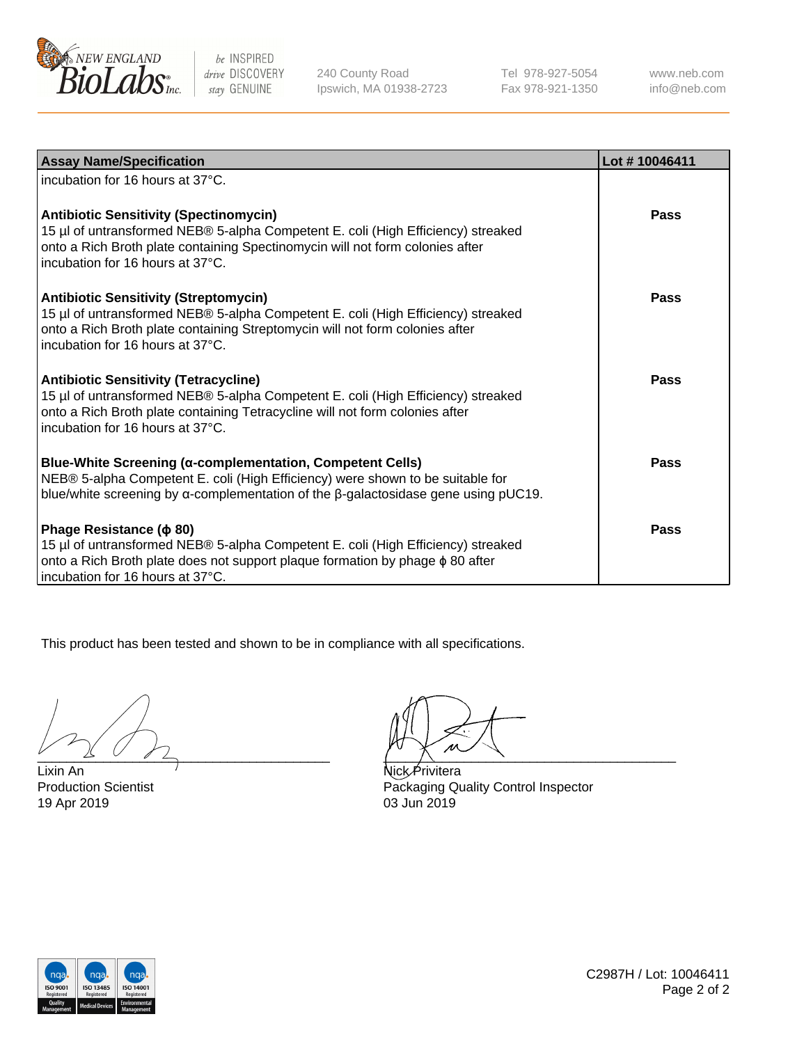| Assay Name/Specification | Lot # 10046411 |
|---|---|
| incubation for 16 hours at 37°C. | |
| **Antibiotic Sensitivity (Spectinomycin)**<br>15 µl of untransformed NEB® 5-alpha Competent E. coli (High Efficiency) streaked onto a Rich Broth plate containing Spectinomycin will not form colonies after incubation for 16 hours at 37°C. | **Pass** |
| **Antibiotic Sensitivity (Streptomycin)**<br>15 µl of untransformed NEB® 5-alpha Competent E. coli (High Efficiency) streaked onto a Rich Broth plate containing Streptomycin will not form colonies after incubation for 16 hours at 37°C. | **Pass** |
| **Antibiotic Sensitivity (Tetracycline)**<br>15 µl of untransformed NEB® 5-alpha Competent E. coli (High Efficiency) streaked onto a Rich Broth plate containing Tetracycline will not form colonies after incubation for 16 hours at 37°C. | **Pass** |
| **Blue-White Screening (α-complementation, Competent Cells)**<br>NEB® 5-alpha Competent E. coli (High Efficiency) were shown to be suitable for blue/white screening by α-complementation of the β-galactosidase gene using pUC19. | **Pass** |
| **Phage Resistance (ϕ 80)**<br>15 µl of untransformed NEB® 5-alpha Competent E. coli (High Efficiency) streaked onto a Rich Broth plate does not support plaque formation by phage ϕ 80 after incubation for 16 hours at 37°C. | **Pass** |

This product has been tested and shown to be in compliance with all specifications.

Lixin An
Production Scientist
19 Apr 2019

Nick Privitera
Packaging Quality Control Inspector
03 Jun 2019

C2987H / Lot: 10046411